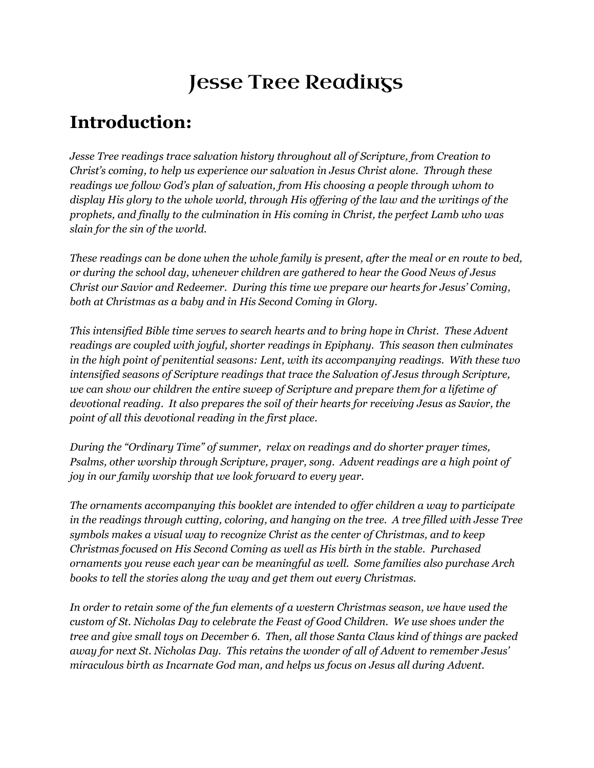# Jesse Tree Readings

## Introduction:

*Jesse Tree readings trace salvation history throughout all of Scripture, from Creation to Christ's coming, to help us experience our salvation in Jesus Christ alone. Through these readings we follow God's plan of salvation, from His choosing a people through whom to display His glory to the whole world, through His offering of the law and the writings of the prophets, and finally to the culmination in His coming in Christ, the perfect Lamb who was slain for the sin of the world.*

*These readings can be done when the whole family is present, after the meal or en route to bed, or during the school day, whenever children are gathered to hear the Good News of Jesus Christ our Savior and Redeemer. During this time we prepare our hearts for Jesus' Coming, both at Christmas as a baby and in His Second Coming in Glory.*

*This intensified Bible time serves to search hearts and to bring hope in Christ. These Advent readings are coupled with joyful, shorter readings in Epiphany. This season then culminates in the high point of penitential seasons: Lent, with its accompanying readings. With these two intensified seasons of Scripture readings that trace the Salvation of Jesus through Scripture, we can show our children the entire sweep of Scripture and prepare them for a lifetime of devotional reading. It also prepares the soil of their hearts for receiving Jesus as Savior, the point of all this devotional reading in the first place.*

*During the "Ordinary Time" of summer, relax on readings and do shorter prayer times, Psalms, other worship through Scripture, prayer, song. Advent readings are a high point of joy in our family worship that we look forward to every year.*

*The ornaments accompanying this booklet are intended to offer children a way to participate in the readings through cutting, coloring, and hanging on the tree. A tree filled with Jesse Tree symbols makes a visual way to recognize Christ as the center of Christmas, and to keep Christmas focused on His Second Coming as well as His birth in the stable. Purchased ornaments you reuse each year can be meaningful as well. Some families also purchase Arch books to tell the stories along the way and get them out every Christmas.*

*In order to retain some of the fun elements of a western Christmas season, we have used the custom of St. Nicholas Day to celebrate the Feast of Good Children. We use shoes under the tree and give small toys on December 6. Then, all those Santa Claus kind of things are packed away for next St. Nicholas Day. This retains the wonder of all of Advent to remember Jesus' miraculous birth as Incarnate God man, and helps us focus on Jesus all during Advent.*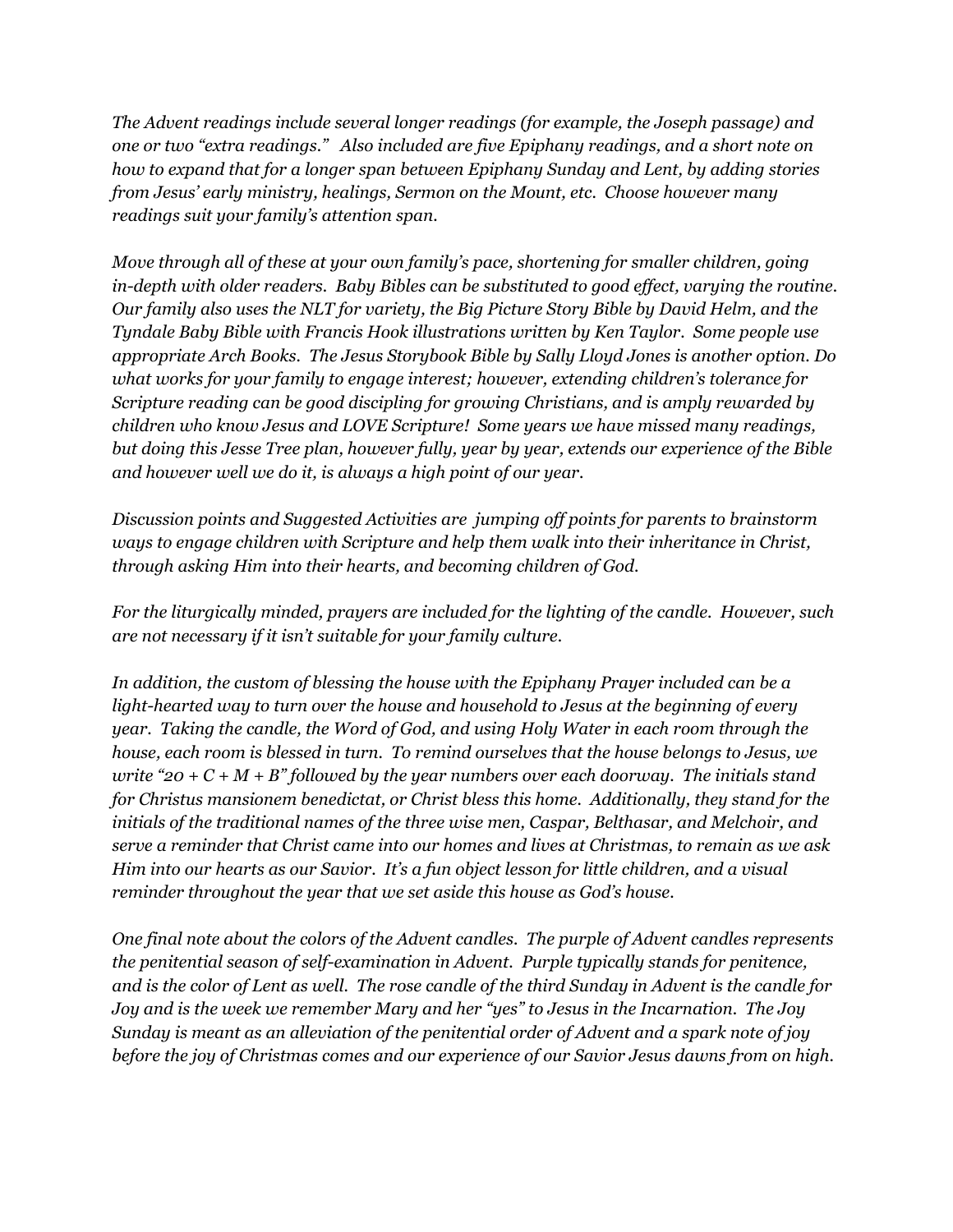*The Advent readings include several longer readings (for example, the Joseph passage) and one or two "extra readings." Also included are five Epiphany readings, and a short note on how to expand that for a longer span between Epiphany Sunday and Lent, by adding stories from Jesus' early ministry, healings, Sermon on the Mount, etc. Choose however many readings suit your family's attention span.*

*Move through all of these at your own family's pace, shortening for smaller children, going in-depth with older readers. Baby Bibles can be substituted to good effect, varying the routine. Our family also uses the NLT for variety, the Big Picture Story Bible by David Helm, and the Tyndale Baby Bible with Francis Hook illustrations written by Ken Taylor. Some people use appropriate Arch Books. The Jesus Storybook Bible by Sally Lloyd Jones is another option. Do what works for your family to engage interest; however, extending children's tolerance for Scripture reading can be good discipling for growing Christians, and is amply rewarded by children who know Jesus and LOVE Scripture! Some years we have missed many readings, but doing this Jesse Tree plan, however fully, year by year, extends our experience of the Bible and however well we do it, is always a high point of our year.*

*Discussion points and Suggested Activities are jumping off points for parents to brainstorm ways to engage children with Scripture and help them walk into their inheritance in Christ, through asking Him into their hearts, and becoming children of God.*

*For the liturgically minded, prayers are included for the lighting of the candle. However, such are not necessary if it isn't suitable for your family culture.*

*In addition, the custom of blessing the house with the Epiphany Prayer included can be a light-hearted way to turn over the house and household to Jesus at the beginning of every year. Taking the candle, the Word of God, and using Holy Water in each room through the house, each room is blessed in turn. To remind ourselves that the house belongs to Jesus, we write "20 + C + M + B" followed by the year numbers over each doorway. The initials stand for Christus mansionem benedictat, or Christ bless this home. Additionally, they stand for the initials of the traditional names of the three wise men, Caspar, Belthasar, and Melchoir, and serve a reminder that Christ came into our homes and lives at Christmas, to remain as we ask Him into our hearts as our Savior. It's a fun object lesson for little children, and a visual reminder throughout the year that we set aside this house as God's house.*

*One final note about the colors of the Advent candles. The purple of Advent candles represents the penitential season of self-examination in Advent. Purple typically stands for penitence, and is the color of Lent as well. The rose candle of the third Sunday in Advent is the candle for Joy and is the week we remember Mary and her "yes" to Jesus in the Incarnation. The Joy Sunday is meant as an alleviation of the penitential order of Advent and a spark note of joy before the joy of Christmas comes and our experience of our Savior Jesus dawns from on high.*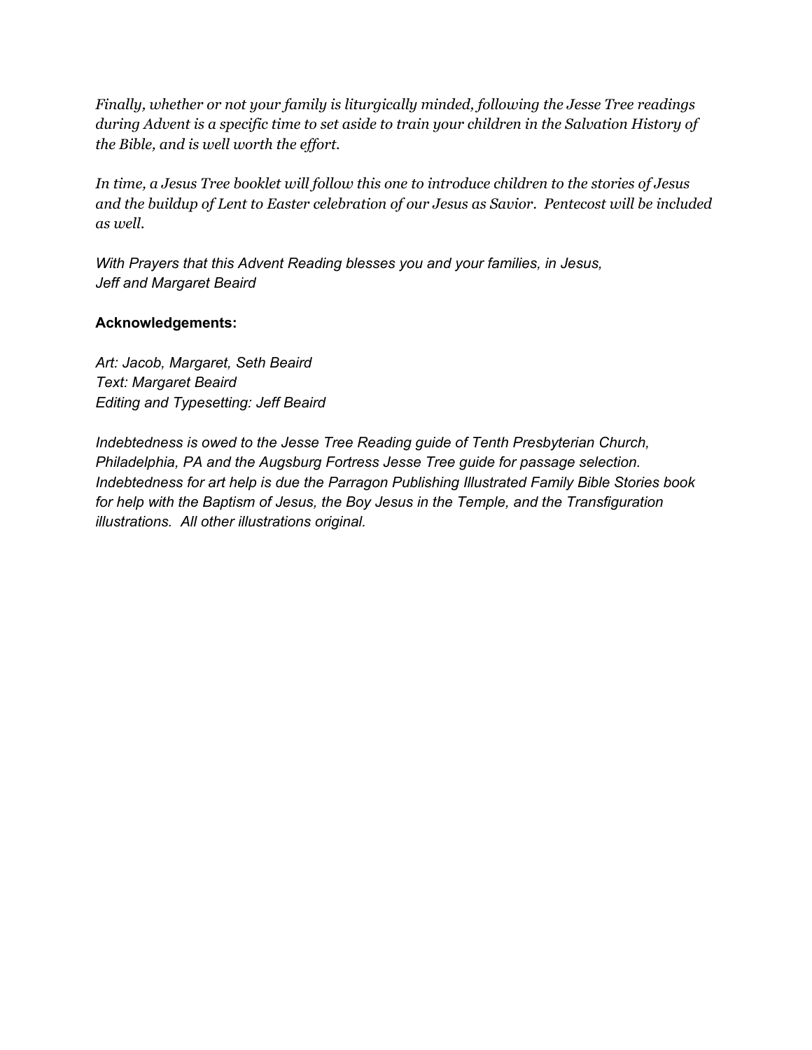*Finally, whether or not your family is liturgically minded, following the Jesse Tree readings during Advent is a specific time to set aside to train your children in the Salvation History of the Bible, and is well worth the effort.*

*In time, a Jesus Tree booklet will follow this one to introduce children to the stories of Jesus and the buildup of Lent to Easter celebration of our Jesus as Savior. Pentecost will be included as well.*

*With Prayers that this Advent Reading blesses you and your families, in Jesus,*
*Jeff and Margaret Beaird*

**Acknowledgements:**

*Art: Jacob, Margaret, Seth Beaird*
*Text: Margaret Beaird*
*Editing and Typesetting: Jeff Beaird*

*Indebtedness is owed to the Jesse Tree Reading guide of Tenth Presbyterian Church, Philadelphia, PA and the Augsburg Fortress Jesse Tree guide for passage selection. Indebtedness for art help is due the Parragon Publishing Illustrated Family Bible Stories book for help with the Baptism of Jesus, the Boy Jesus in the Temple, and the Transfiguration illustrations. All other illustrations original.*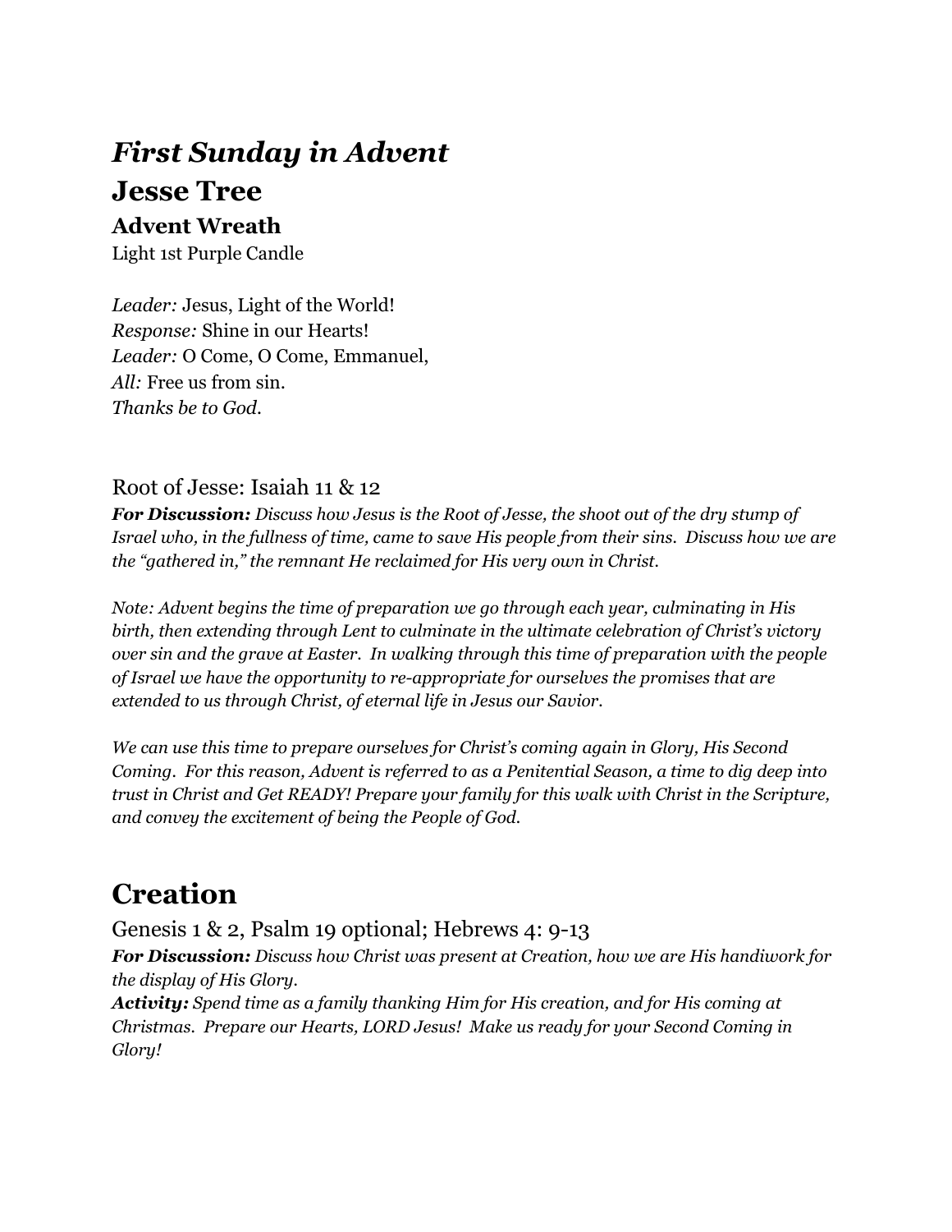## *First Sunday in Advent*

## Jesse Tree

### Advent Wreath

Light 1st Purple Candle

*Leader:* Jesus, Light of the World!
*Response:* Shine in our Hearts!
*Leader:* O Come, O Come, Emmanuel,
*All:* Free us from sin.
*Thanks be to God.*

### Root of Jesse: Isaiah 11 & 12

***For Discussion:*** *Discuss how Jesus is the Root of Jesse, the shoot out of the dry stump of Israel who, in the fullness of time, came to save His people from their sins. Discuss how we are the "gathered in," the remnant He reclaimed for His very own in Christ.*

*Note: Advent begins the time of preparation we go through each year, culminating in His birth, then extending through Lent to culminate in the ultimate celebration of Christ's victory over sin and the grave at Easter. In walking through this time of preparation with the people of Israel we have the opportunity to re-appropriate for ourselves the promises that are extended to us through Christ, of eternal life in Jesus our Savior.*

*We can use this time to prepare ourselves for Christ's coming again in Glory, His Second Coming. For this reason, Advent is referred to as a Penitential Season, a time to dig deep into trust in Christ and Get READY! Prepare your family for this walk with Christ in the Scripture, and convey the excitement of being the People of God.*

## Creation

### Genesis 1 & 2, Psalm 19 optional; Hebrews 4: 9-13

***For Discussion:*** *Discuss how Christ was present at Creation, how we are His handiwork for the display of His Glory.*
***Activity:*** *Spend time as a family thanking Him for His creation, and for His coming at Christmas. Prepare our Hearts, LORD Jesus! Make us ready for your Second Coming in Glory!*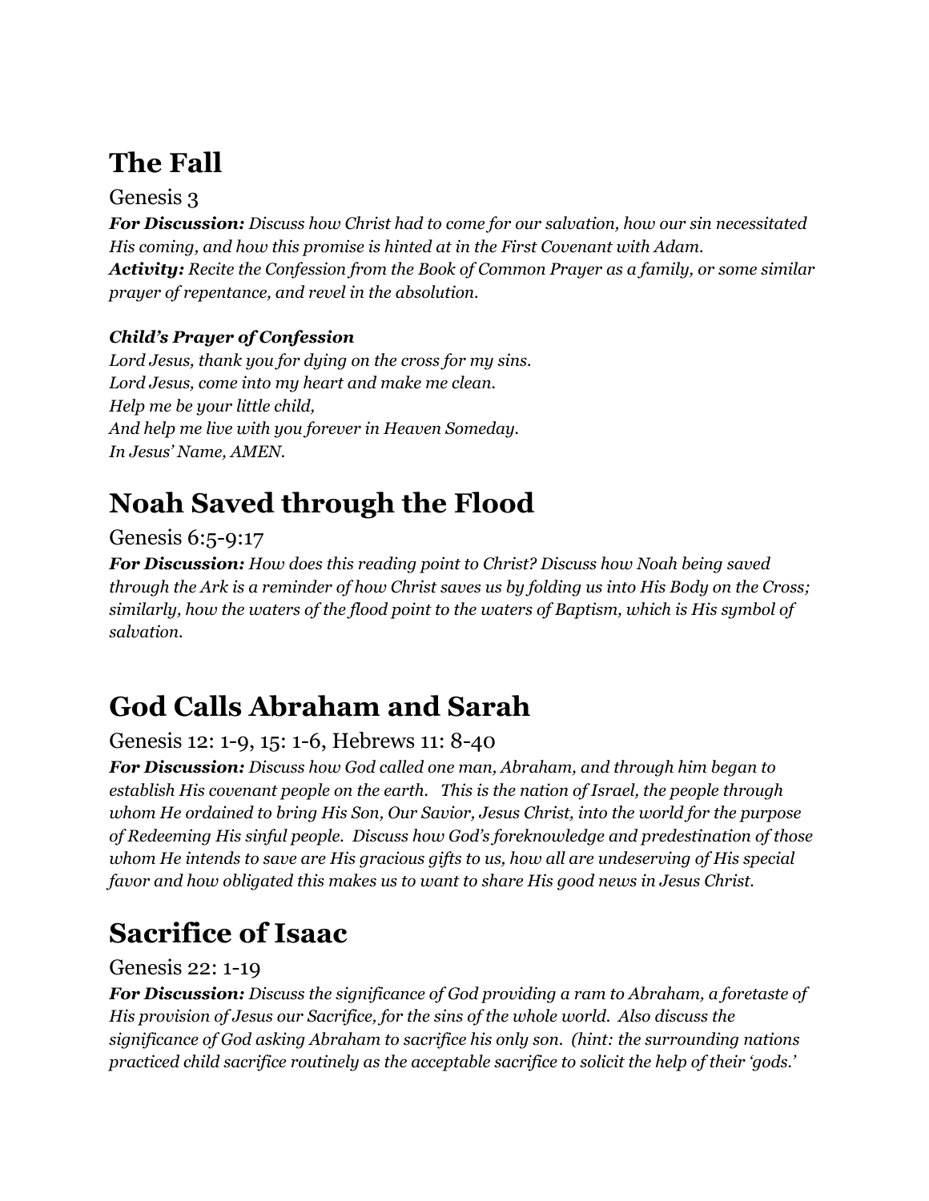# The Fall

Genesis 3

***For Discussion:*** *Discuss how Christ had to come for our salvation, how our sin necessitated His coming, and how this promise is hinted at in the First Covenant with Adam.*
***Activity:*** *Recite the Confession from the Book of Common Prayer as a family, or some similar prayer of repentance, and revel in the absolution.*

***Child's Prayer of Confession***
*Lord Jesus, thank you for dying on the cross for my sins.*
*Lord Jesus, come into my heart and make me clean.*
*Help me be your little child,*
*And help me live with you forever in Heaven Someday.*
*In Jesus' Name, AMEN.*

# Noah Saved through the Flood

Genesis 6:5-9:17

***For Discussion:*** *How does this reading point to Christ? Discuss how Noah being saved through the Ark is a reminder of how Christ saves us by folding us into His Body on the Cross; similarly, how the waters of the flood point to the waters of Baptism, which is His symbol of salvation.*

# God Calls Abraham and Sarah

Genesis 12: 1-9, 15: 1-6, Hebrews 11: 8-40

***For Discussion:*** *Discuss how God called one man, Abraham, and through him began to establish His covenant people on the earth. This is the nation of Israel, the people through whom He ordained to bring His Son, Our Savior, Jesus Christ, into the world for the purpose of Redeeming His sinful people. Discuss how God's foreknowledge and predestination of those whom He intends to save are His gracious gifts to us, how all are undeserving of His special favor and how obligated this makes us to want to share His good news in Jesus Christ.*

# Sacrifice of Isaac

Genesis 22: 1-19

***For Discussion:*** *Discuss the significance of God providing a ram to Abraham, a foretaste of His provision of Jesus our Sacrifice, for the sins of the whole world. Also discuss the significance of God asking Abraham to sacrifice his only son. (hint: the surrounding nations practiced child sacrifice routinely as the acceptable sacrifice to solicit the help of their 'gods.'*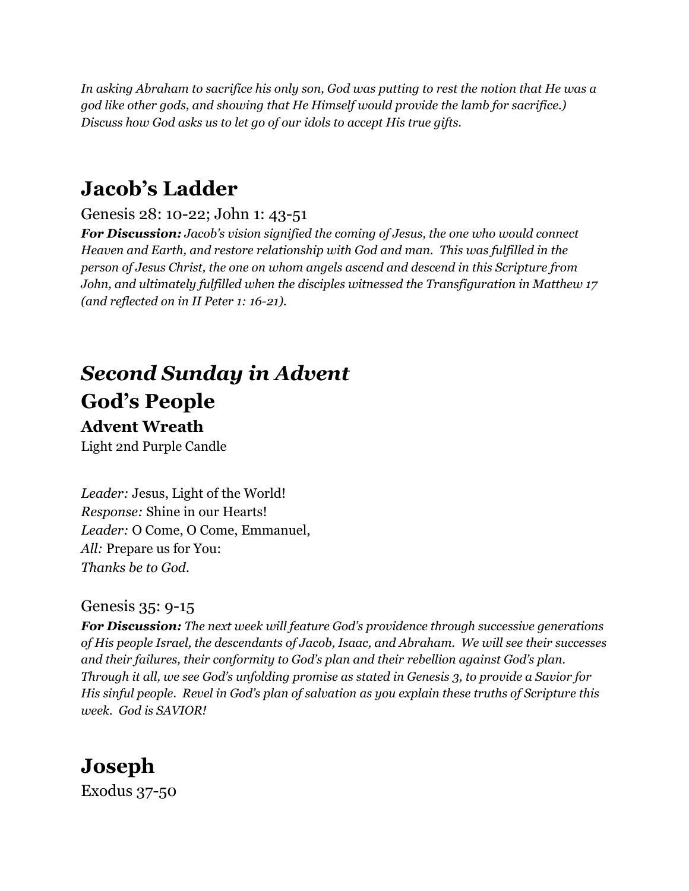*In asking Abraham to sacrifice his only son, God was putting to rest the notion that He was a god like other gods, and showing that He Himself would provide the lamb for sacrifice.) Discuss how God asks us to let go of our idols to accept His true gifts.*

## Jacob's Ladder

Genesis 28: 10-22; John 1: 43-51

***For Discussion:*** *Jacob's vision signified the coming of Jesus, the one who would connect Heaven and Earth, and restore relationship with God and man. This was fulfilled in the person of Jesus Christ, the one on whom angels ascend and descend in this Scripture from John, and ultimately fulfilled when the disciples witnessed the Transfiguration in Matthew 17 (and reflected on in II Peter 1: 16-21).*

## *Second Sunday in Advent*

## God's People

### Advent Wreath

Light 2nd Purple Candle

*Leader:* Jesus, Light of the World!
*Response:* Shine in our Hearts!
*Leader:* O Come, O Come, Emmanuel,
*All:* Prepare us for You:
*Thanks be to God.*

Genesis 35: 9-15

***For Discussion:*** *The next week will feature God's providence through successive generations of His people Israel, the descendants of Jacob, Isaac, and Abraham. We will see their successes and their failures, their conformity to God's plan and their rebellion against God's plan. Through it all, we see God's unfolding promise as stated in Genesis 3, to provide a Savior for His sinful people. Revel in God's plan of salvation as you explain these truths of Scripture this week. God is SAVIOR!*

## Joseph

Exodus 37-50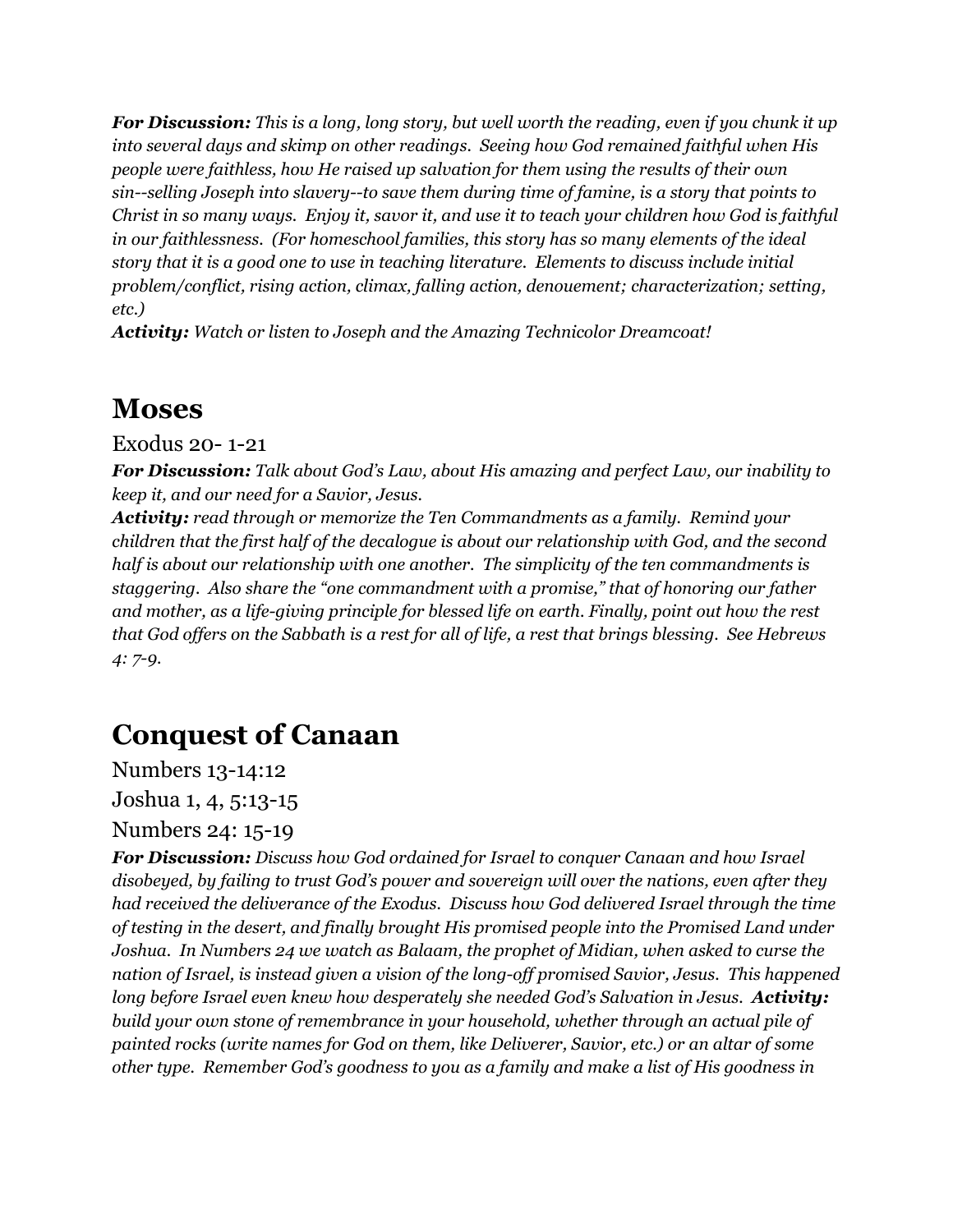***For Discussion:*** *This is a long, long story, but well worth the reading, even if you chunk it up into several days and skimp on other readings. Seeing how God remained faithful when His people were faithless, how He raised up salvation for them using the results of their own sin--selling Joseph into slavery--to save them during time of famine, is a story that points to Christ in so many ways. Enjoy it, savor it, and use it to teach your children how God is faithful in our faithlessness. (For homeschool families, this story has so many elements of the ideal story that it is a good one to use in teaching literature. Elements to discuss include initial problem/conflict, rising action, climax, falling action, denouement; characterization; setting, etc.)*

***Activity:*** *Watch or listen to Joseph and the Amazing Technicolor Dreamcoat!*

# Moses

Exodus 20- 1-21

***For Discussion:*** *Talk about God's Law, about His amazing and perfect Law, our inability to keep it, and our need for a Savior, Jesus.*

***Activity:*** *read through or memorize the Ten Commandments as a family. Remind your children that the first half of the decalogue is about our relationship with God, and the second half is about our relationship with one another. The simplicity of the ten commandments is staggering. Also share the "one commandment with a promise," that of honoring our father and mother, as a life-giving principle for blessed life on earth. Finally, point out how the rest that God offers on the Sabbath is a rest for all of life, a rest that brings blessing. See Hebrews 4: 7-9.*

# Conquest of Canaan

Numbers 13-14:12

Joshua 1, 4, 5:13-15

Numbers 24: 15-19

***For Discussion:*** *Discuss how God ordained for Israel to conquer Canaan and how Israel disobeyed, by failing to trust God's power and sovereign will over the nations, even after they had received the deliverance of the Exodus. Discuss how God delivered Israel through the time of testing in the desert, and finally brought His promised people into the Promised Land under Joshua. In Numbers 24 we watch as Balaam, the prophet of Midian, when asked to curse the nation of Israel, is instead given a vision of the long-off promised Savior, Jesus. This happened long before Israel even knew how desperately she needed God's Salvation in Jesus.* ***Activity:*** *build your own stone of remembrance in your household, whether through an actual pile of painted rocks (write names for God on them, like Deliverer, Savior, etc.) or an altar of some other type. Remember God's goodness to you as a family and make a list of His goodness in*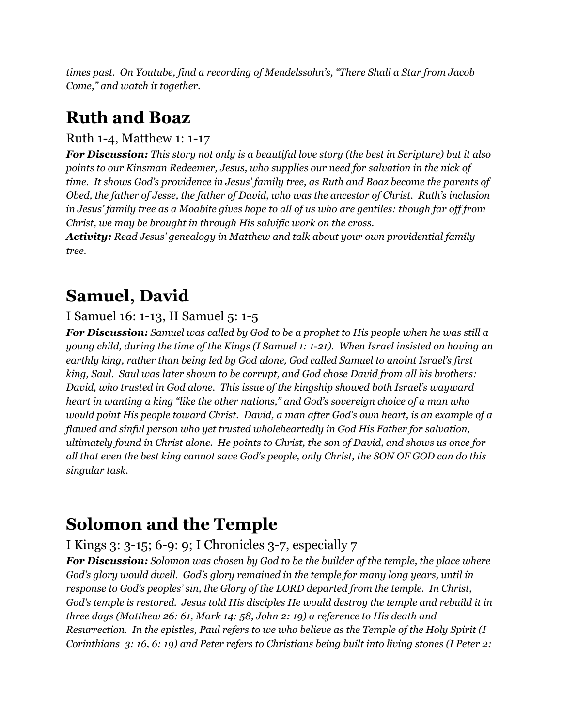*times past. On Youtube, find a recording of Mendelssohn's, "There Shall a Star from Jacob Come," and watch it together.*

# Ruth and Boaz

Ruth 1-4, Matthew 1: 1-17

***For Discussion:*** *This story not only is a beautiful love story (the best in Scripture) but it also points to our Kinsman Redeemer, Jesus, who supplies our need for salvation in the nick of time. It shows God's providence in Jesus' family tree, as Ruth and Boaz become the parents of Obed, the father of Jesse, the father of David, who was the ancestor of Christ. Ruth's inclusion in Jesus' family tree as a Moabite gives hope to all of us who are gentiles: though far off from Christ, we may be brought in through His salvific work on the cross.*

***Activity:*** *Read Jesus' genealogy in Matthew and talk about your own providential family tree.*

# Samuel, David

I Samuel 16: 1-13, II Samuel 5: 1-5

***For Discussion:*** *Samuel was called by God to be a prophet to His people when he was still a young child, during the time of the Kings (I Samuel 1: 1-21). When Israel insisted on having an earthly king, rather than being led by God alone, God called Samuel to anoint Israel's first king, Saul. Saul was later shown to be corrupt, and God chose David from all his brothers: David, who trusted in God alone. This issue of the kingship showed both Israel's wayward heart in wanting a king "like the other nations," and God's sovereign choice of a man who would point His people toward Christ. David, a man after God's own heart, is an example of a flawed and sinful person who yet trusted wholeheartedly in God His Father for salvation, ultimately found in Christ alone. He points to Christ, the son of David, and shows us once for all that even the best king cannot save God's people, only Christ, the SON OF GOD can do this singular task.*

# Solomon and the Temple

I Kings 3: 3-15; 6-9: 9; I Chronicles 3-7, especially 7

***For Discussion:*** *Solomon was chosen by God to be the builder of the temple, the place where God's glory would dwell. God's glory remained in the temple for many long years, until in response to God's peoples' sin, the Glory of the LORD departed from the temple. In Christ, God's temple is restored. Jesus told His disciples He would destroy the temple and rebuild it in three days (Matthew 26: 61, Mark 14: 58, John 2: 19) a reference to His death and Resurrection. In the epistles, Paul refers to we who believe as the Temple of the Holy Spirit (I Corinthians 3: 16, 6: 19) and Peter refers to Christians being built into living stones (I Peter 2:*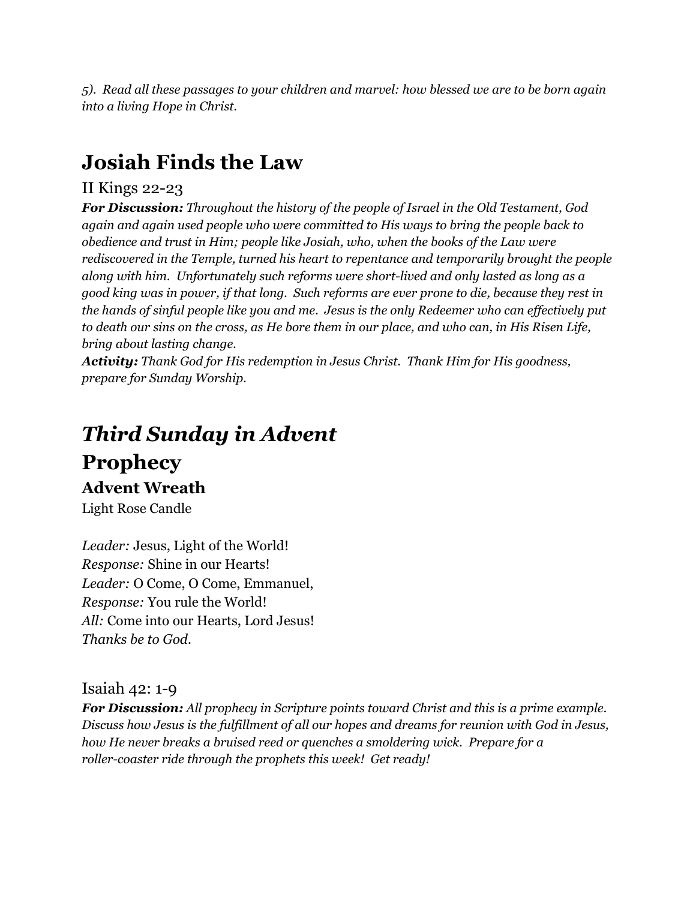*5). Read all these passages to your children and marvel: how blessed we are to be born again into a living Hope in Christ.*

## Josiah Finds the Law

II Kings 22-23

***For Discussion:*** *Throughout the history of the people of Israel in the Old Testament, God again and again used people who were committed to His ways to bring the people back to obedience and trust in Him; people like Josiah, who, when the books of the Law were rediscovered in the Temple, turned his heart to repentance and temporarily brought the people along with him. Unfortunately such reforms were short-lived and only lasted as long as a good king was in power, if that long. Such reforms are ever prone to die, because they rest in the hands of sinful people like you and me. Jesus is the only Redeemer who can effectively put to death our sins on the cross, as He bore them in our place, and who can, in His Risen Life, bring about lasting change.*

***Activity:*** *Thank God for His redemption in Jesus Christ. Thank Him for His goodness, prepare for Sunday Worship.*

## *Third Sunday in Advent*

## Prophecy

### Advent Wreath

Light Rose Candle

*Leader:* Jesus, Light of the World!
*Response:* Shine in our Hearts!
*Leader:* O Come, O Come, Emmanuel,
*Response:* You rule the World!
*All:* Come into our Hearts, Lord Jesus!
*Thanks be to God.*

Isaiah 42: 1-9

***For Discussion:*** *All prophecy in Scripture points toward Christ and this is a prime example. Discuss how Jesus is the fulfillment of all our hopes and dreams for reunion with God in Jesus, how He never breaks a bruised reed or quenches a smoldering wick. Prepare for a roller-coaster ride through the prophets this week! Get ready!*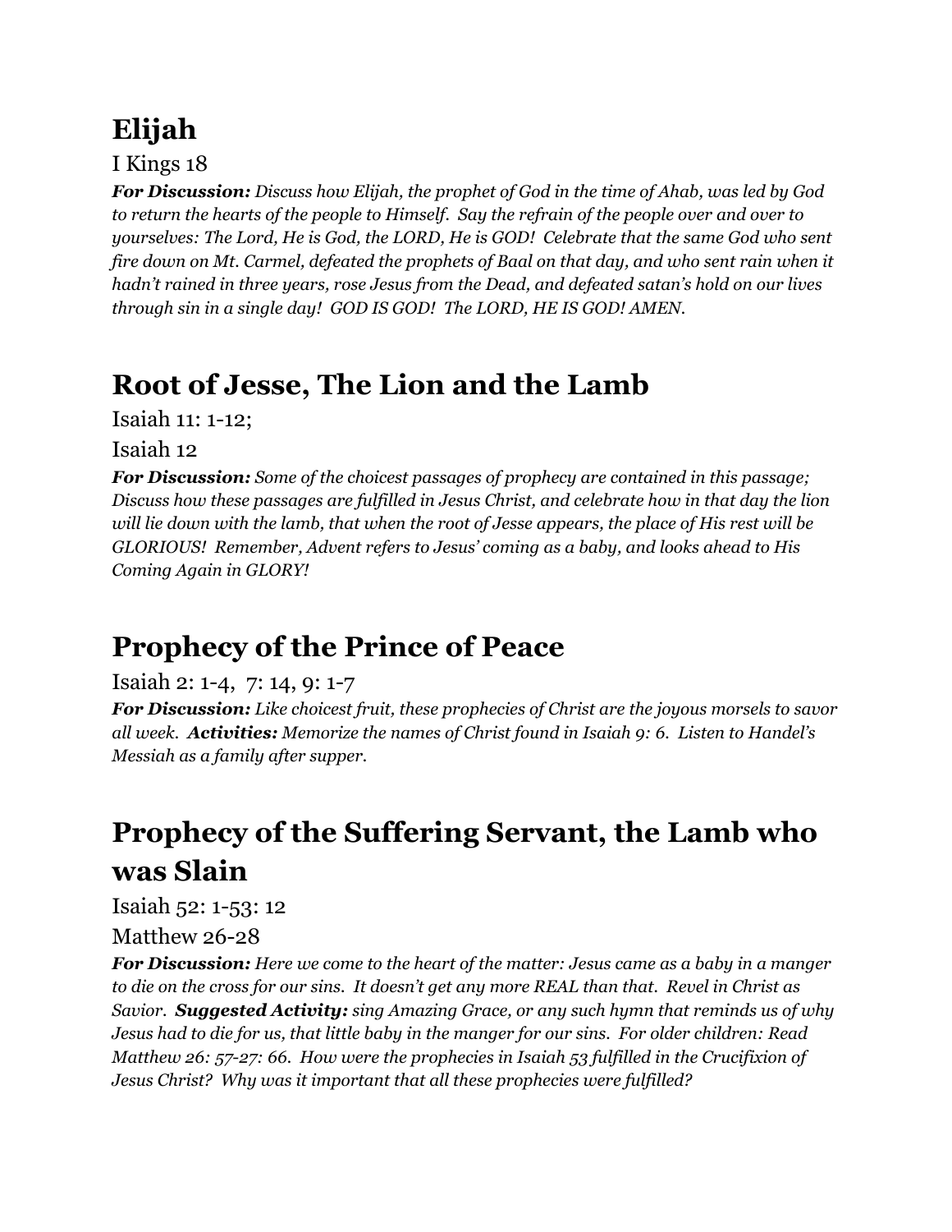## Elijah

I Kings 18

***For Discussion:*** *Discuss how Elijah, the prophet of God in the time of Ahab, was led by God to return the hearts of the people to Himself. Say the refrain of the people over and over to yourselves: The Lord, He is God, the LORD, He is GOD! Celebrate that the same God who sent fire down on Mt. Carmel, defeated the prophets of Baal on that day, and who sent rain when it hadn't rained in three years, rose Jesus from the Dead, and defeated satan's hold on our lives through sin in a single day! GOD IS GOD! The LORD, HE IS GOD! AMEN.*

## Root of Jesse, The Lion and the Lamb

Isaiah 11: 1-12;

Isaiah 12

***For Discussion:*** *Some of the choicest passages of prophecy are contained in this passage; Discuss how these passages are fulfilled in Jesus Christ, and celebrate how in that day the lion will lie down with the lamb, that when the root of Jesse appears, the place of His rest will be GLORIOUS! Remember, Advent refers to Jesus' coming as a baby, and looks ahead to His Coming Again in GLORY!*

## Prophecy of the Prince of Peace

Isaiah 2: 1-4, 7: 14, 9: 1-7

***For Discussion:*** *Like choicest fruit, these prophecies of Christ are the joyous morsels to savor all week.* ***Activities:*** *Memorize the names of Christ found in Isaiah 9: 6. Listen to Handel's Messiah as a family after supper.*

## Prophecy of the Suffering Servant, the Lamb who was Slain

Isaiah 52: 1-53: 12

Matthew 26-28

***For Discussion:*** *Here we come to the heart of the matter: Jesus came as a baby in a manger to die on the cross for our sins. It doesn't get any more REAL than that. Revel in Christ as Savior.* ***Suggested Activity:*** *sing Amazing Grace, or any such hymn that reminds us of why Jesus had to die for us, that little baby in the manger for our sins. For older children: Read Matthew 26: 57-27: 66. How were the prophecies in Isaiah 53 fulfilled in the Crucifixion of Jesus Christ? Why was it important that all these prophecies were fulfilled?*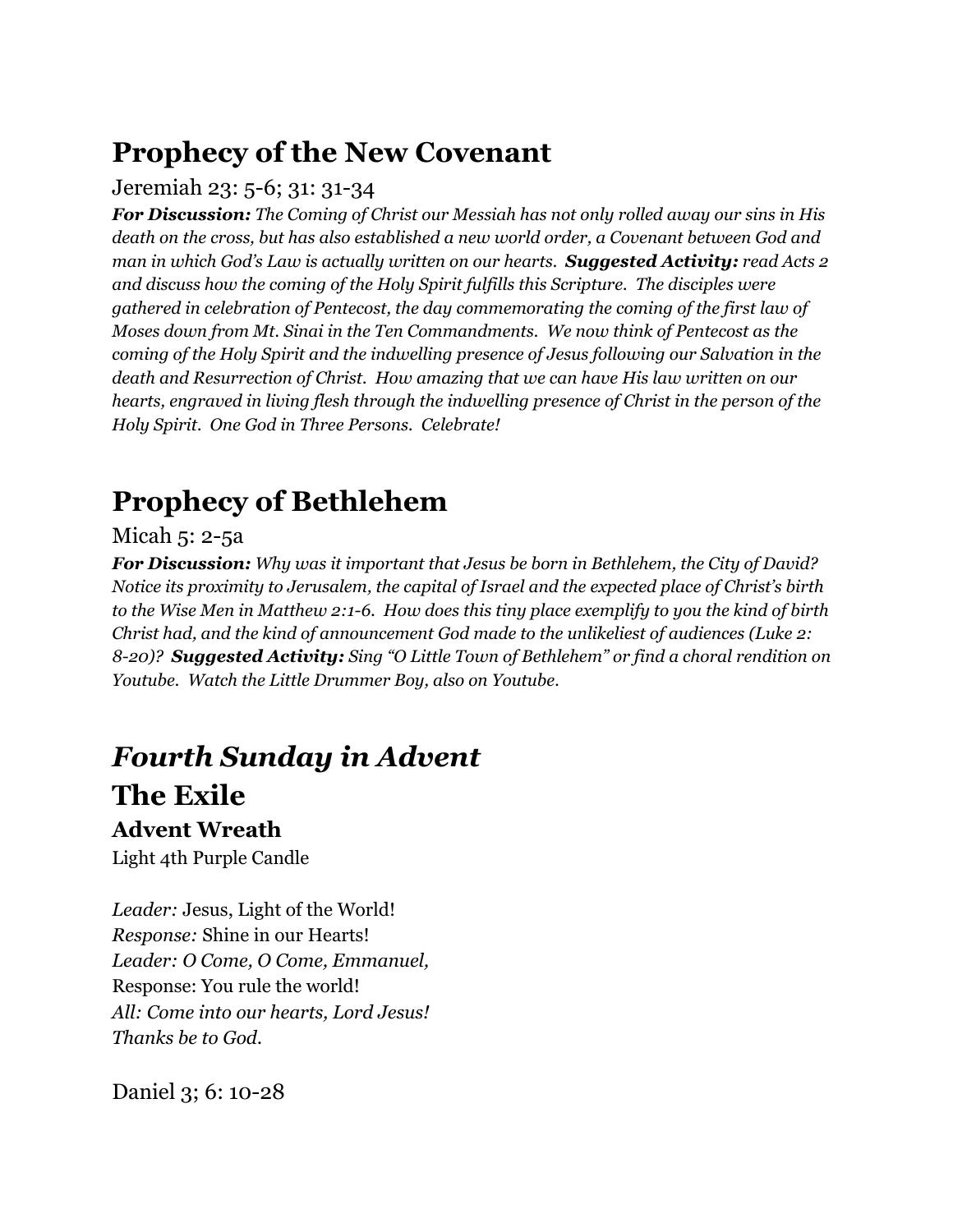## Prophecy of the New Covenant

Jeremiah 23: 5-6; 31: 31-34

***For Discussion:*** *The Coming of Christ our Messiah has not only rolled away our sins in His death on the cross, but has also established a new world order, a Covenant between God and man in which God's Law is actually written on our hearts.* ***Suggested Activity:*** *read Acts 2 and discuss how the coming of the Holy Spirit fulfills this Scripture. The disciples were gathered in celebration of Pentecost, the day commemorating the coming of the first law of Moses down from Mt. Sinai in the Ten Commandments. We now think of Pentecost as the coming of the Holy Spirit and the indwelling presence of Jesus following our Salvation in the death and Resurrection of Christ. How amazing that we can have His law written on our hearts, engraved in living flesh through the indwelling presence of Christ in the person of the Holy Spirit. One God in Three Persons. Celebrate!*

## Prophecy of Bethlehem

Micah 5: 2-5a

***For Discussion:*** *Why was it important that Jesus be born in Bethlehem, the City of David? Notice its proximity to Jerusalem, the capital of Israel and the expected place of Christ's birth to the Wise Men in Matthew 2:1-6. How does this tiny place exemplify to you the kind of birth Christ had, and the kind of announcement God made to the unlikeliest of audiences (Luke 2: 8-20)?* ***Suggested Activity:*** *Sing "O Little Town of Bethlehem" or find a choral rendition on Youtube. Watch the Little Drummer Boy, also on Youtube.*

## *Fourth Sunday in Advent*

## The Exile

### Advent Wreath

Light 4th Purple Candle

*Leader:* Jesus, Light of the World!
*Response:* Shine in our Hearts!
*Leader: O Come, O Come, Emmanuel,*
Response: You rule the world!
*All: Come into our hearts, Lord Jesus!*
*Thanks be to God.*

Daniel 3; 6: 10-28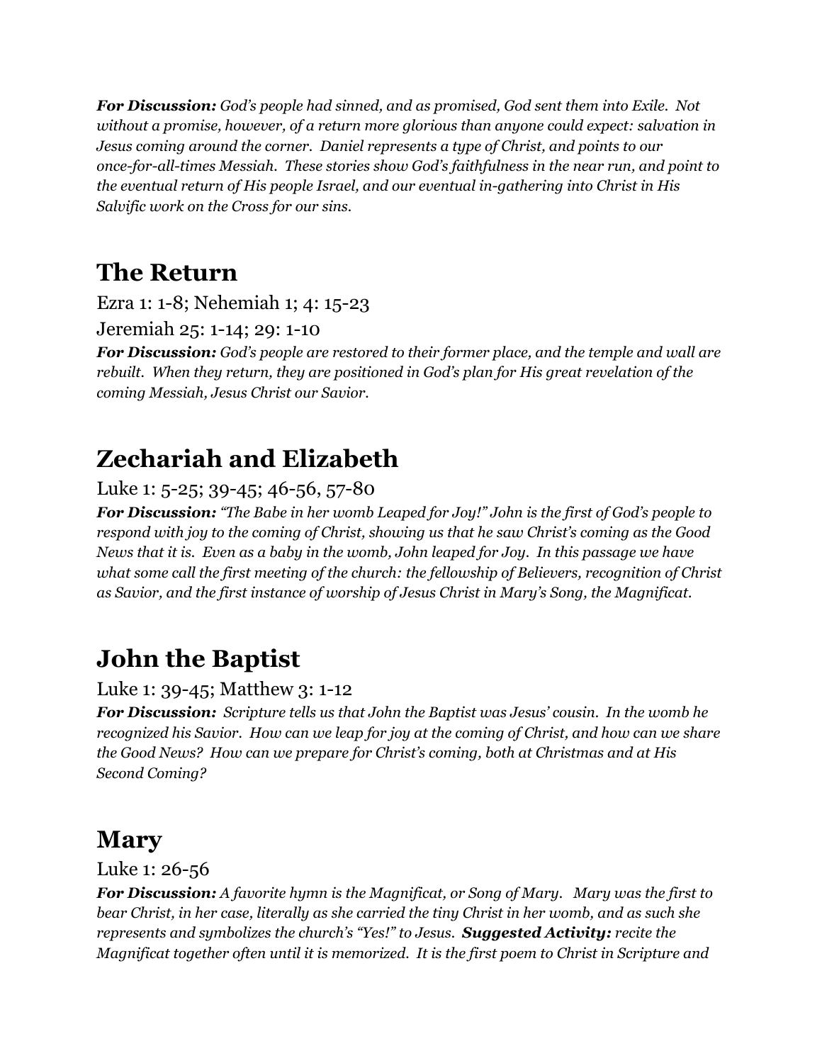***For Discussion:*** *God's people had sinned, and as promised, God sent them into Exile. Not without a promise, however, of a return more glorious than anyone could expect: salvation in Jesus coming around the corner. Daniel represents a type of Christ, and points to our once-for-all-times Messiah. These stories show God's faithfulness in the near run, and point to the eventual return of His people Israel, and our eventual in-gathering into Christ in His Salvific work on the Cross for our sins.*

## The Return

Ezra 1: 1-8; Nehemiah 1; 4: 15-23

Jeremiah 25: 1-14; 29: 1-10

***For Discussion:*** *God's people are restored to their former place, and the temple and wall are rebuilt. When they return, they are positioned in God's plan for His great revelation of the coming Messiah, Jesus Christ our Savior.*

## Zechariah and Elizabeth

Luke 1: 5-25; 39-45; 46-56, 57-80

***For Discussion:*** *"The Babe in her womb Leaped for Joy!" John is the first of God's people to respond with joy to the coming of Christ, showing us that he saw Christ's coming as the Good News that it is. Even as a baby in the womb, John leaped for Joy. In this passage we have what some call the first meeting of the church: the fellowship of Believers, recognition of Christ as Savior, and the first instance of worship of Jesus Christ in Mary's Song, the Magnificat.*

## John the Baptist

Luke 1: 39-45; Matthew 3: 1-12

***For Discussion:*** *Scripture tells us that John the Baptist was Jesus' cousin. In the womb he recognized his Savior. How can we leap for joy at the coming of Christ, and how can we share the Good News? How can we prepare for Christ's coming, both at Christmas and at His Second Coming?*

## Mary

Luke 1: 26-56

***For Discussion:*** *A favorite hymn is the Magnificat, or Song of Mary. Mary was the first to bear Christ, in her case, literally as she carried the tiny Christ in her womb, and as such she represents and symbolizes the church's "Yes!" to Jesus.* ***Suggested Activity:*** *recite the Magnificat together often until it is memorized. It is the first poem to Christ in Scripture and*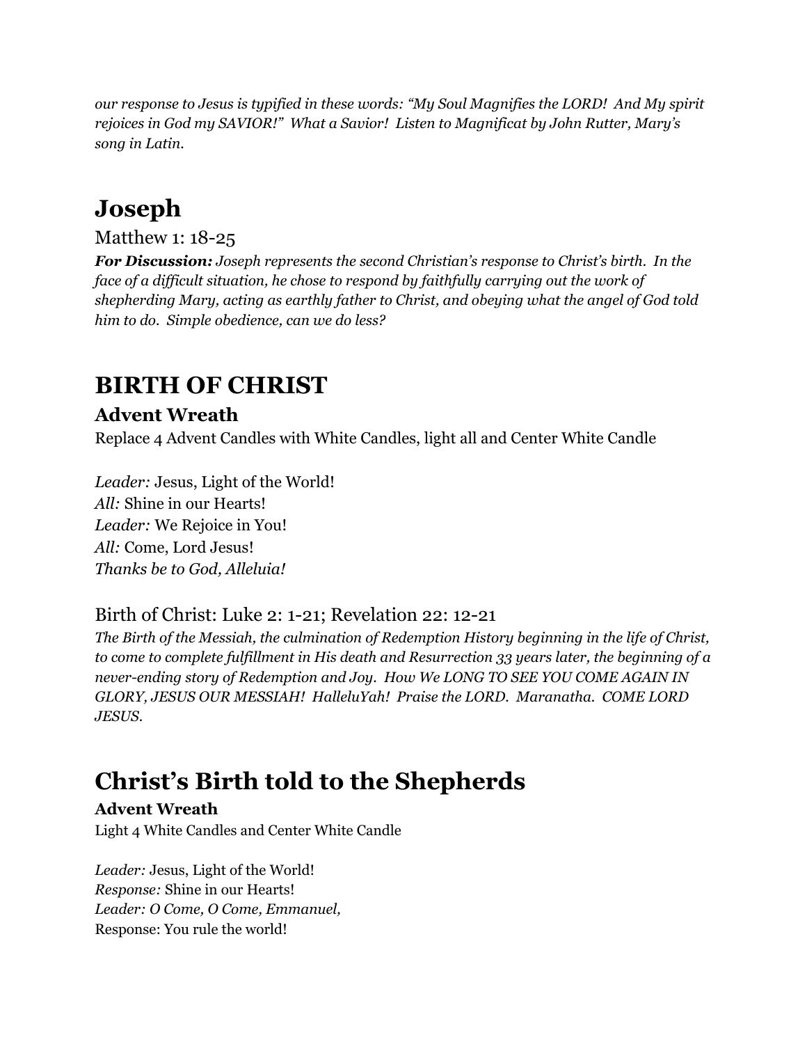*our response to Jesus is typified in these words: "My Soul Magnifies the LORD! And My spirit rejoices in God my SAVIOR!" What a Savior! Listen to Magnificat by John Rutter, Mary's song in Latin.*

# Joseph

Matthew 1: 18-25

***For Discussion:*** *Joseph represents the second Christian's response to Christ's birth. In the face of a difficult situation, he chose to respond by faithfully carrying out the work of shepherding Mary, acting as earthly father to Christ, and obeying what the angel of God told him to do. Simple obedience, can we do less?*

# BIRTH OF CHRIST

### Advent Wreath

Replace 4 Advent Candles with White Candles, light all and Center White Candle

*Leader:* Jesus, Light of the World!
*All:* Shine in our Hearts!
*Leader:* We Rejoice in You!
*All:* Come, Lord Jesus!
*Thanks be to God, Alleluia!*

Birth of Christ: Luke 2: 1-21; Revelation 22: 12-21

*The Birth of the Messiah, the culmination of Redemption History beginning in the life of Christ, to come to complete fulfillment in His death and Resurrection 33 years later, the beginning of a never-ending story of Redemption and Joy. How We LONG TO SEE YOU COME AGAIN IN GLORY, JESUS OUR MESSIAH! HalleluYah! Praise the LORD. Maranatha. COME LORD JESUS.*

# Christ's Birth told to the Shepherds

### Advent Wreath

Light 4 White Candles and Center White Candle

*Leader:* Jesus, Light of the World!
*Response:* Shine in our Hearts!
*Leader: O Come, O Come, Emmanuel,*
Response: You rule the world!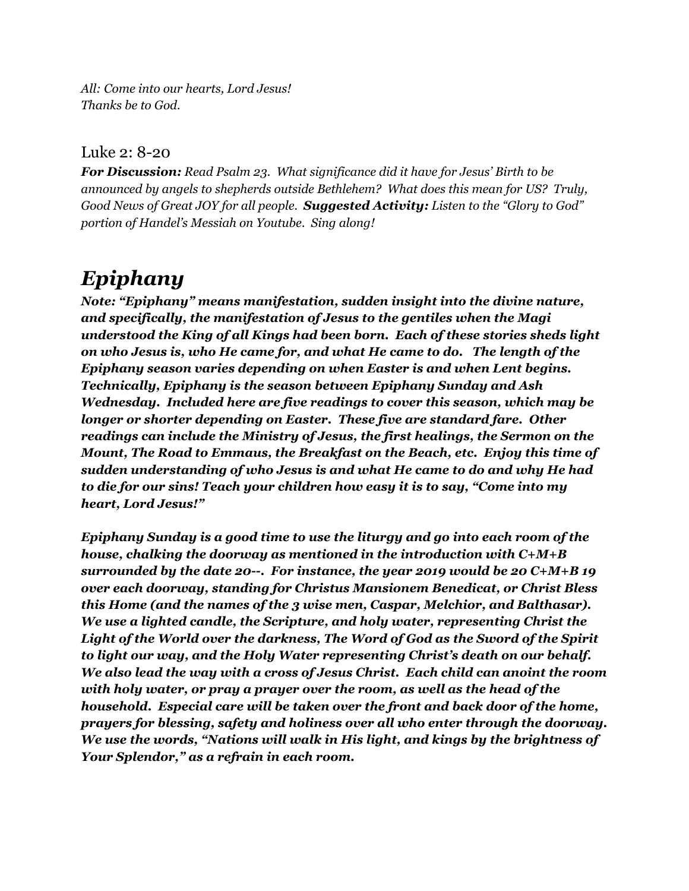*All: Come into our hearts, Lord Jesus!*
*Thanks be to God.*

## Luke 2: 8-20

***For Discussion:*** *Read Psalm 23. What significance did it have for Jesus' Birth to be announced by angels to shepherds outside Bethlehem? What does this mean for US? Truly, Good News of Great JOY for all people.* ***Suggested Activity:*** *Listen to the "Glory to God" portion of Handel's Messiah on Youtube. Sing along!*

# *Epiphany*

***Note: "Epiphany" means manifestation, sudden insight into the divine nature, and specifically, the manifestation of Jesus to the gentiles when the Magi understood the King of all Kings had been born. Each of these stories sheds light on who Jesus is, who He came for, and what He came to do. The length of the Epiphany season varies depending on when Easter is and when Lent begins. Technically, Epiphany is the season between Epiphany Sunday and Ash Wednesday. Included here are five readings to cover this season, which may be longer or shorter depending on Easter. These five are standard fare. Other readings can include the Ministry of Jesus, the first healings, the Sermon on the Mount, The Road to Emmaus, the Breakfast on the Beach, etc. Enjoy this time of sudden understanding of who Jesus is and what He came to do and why He had to die for our sins! Teach your children how easy it is to say, "Come into my heart, Lord Jesus!"***

***Epiphany Sunday is a good time to use the liturgy and go into each room of the house, chalking the doorway as mentioned in the introduction with C+M+B surrounded by the date 20--. For instance, the year 2019 would be 20 C+M+B 19 over each doorway, standing for Christus Mansionem Benedicat, or Christ Bless this Home (and the names of the 3 wise men, Caspar, Melchior, and Balthasar). We use a lighted candle, the Scripture, and holy water, representing Christ the Light of the World over the darkness, The Word of God as the Sword of the Spirit to light our way, and the Holy Water representing Christ's death on our behalf. We also lead the way with a cross of Jesus Christ. Each child can anoint the room with holy water, or pray a prayer over the room, as well as the head of the household. Especial care will be taken over the front and back door of the home, prayers for blessing, safety and holiness over all who enter through the doorway. We use the words, "Nations will walk in His light, and kings by the brightness of Your Splendor," as a refrain in each room.***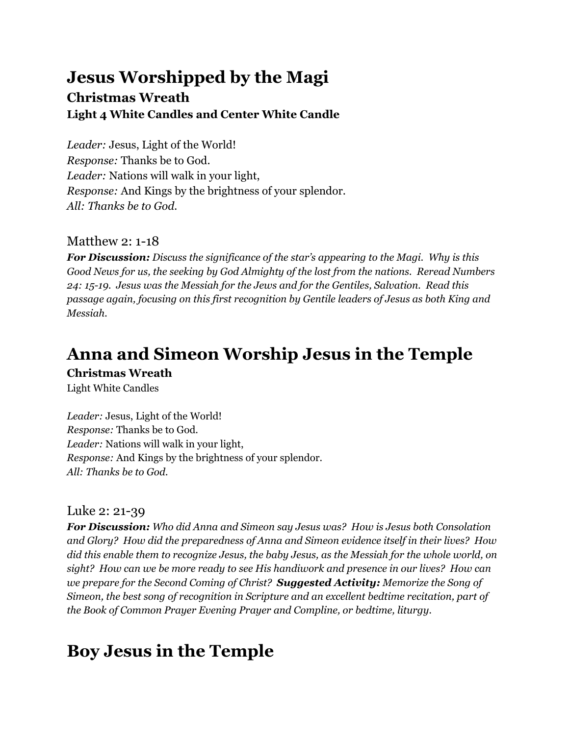# Jesus Worshipped by the Magi

### Christmas Wreath

**Light 4 White Candles and Center White Candle**

*Leader:* Jesus, Light of the World!
*Response:* Thanks be to God.
*Leader:* Nations will walk in your light,
*Response:* And Kings by the brightness of your splendor.
*All: Thanks be to God.*

## Matthew 2: 1-18

***For Discussion:*** *Discuss the significance of the star's appearing to the Magi. Why is this Good News for us, the seeking by God Almighty of the lost from the nations. Reread Numbers 24: 15-19. Jesus was the Messiah for the Jews and for the Gentiles, Salvation. Read this passage again, focusing on this first recognition by Gentile leaders of Jesus as both King and Messiah.*

# Anna and Simeon Worship Jesus in the Temple

### Christmas Wreath

Light White Candles

*Leader:* Jesus, Light of the World!
*Response:* Thanks be to God.
*Leader:* Nations will walk in your light,
*Response:* And Kings by the brightness of your splendor.
*All: Thanks be to God.*

## Luke 2: 21-39

***For Discussion:*** *Who did Anna and Simeon say Jesus was? How is Jesus both Consolation and Glory? How did the preparedness of Anna and Simeon evidence itself in their lives? How did this enable them to recognize Jesus, the baby Jesus, as the Messiah for the whole world, on sight? How can we be more ready to see His handiwork and presence in our lives? How can we prepare for the Second Coming of Christ?* ***Suggested Activity:*** *Memorize the Song of Simeon, the best song of recognition in Scripture and an excellent bedtime recitation, part of the Book of Common Prayer Evening Prayer and Compline, or bedtime, liturgy.*

# Boy Jesus in the Temple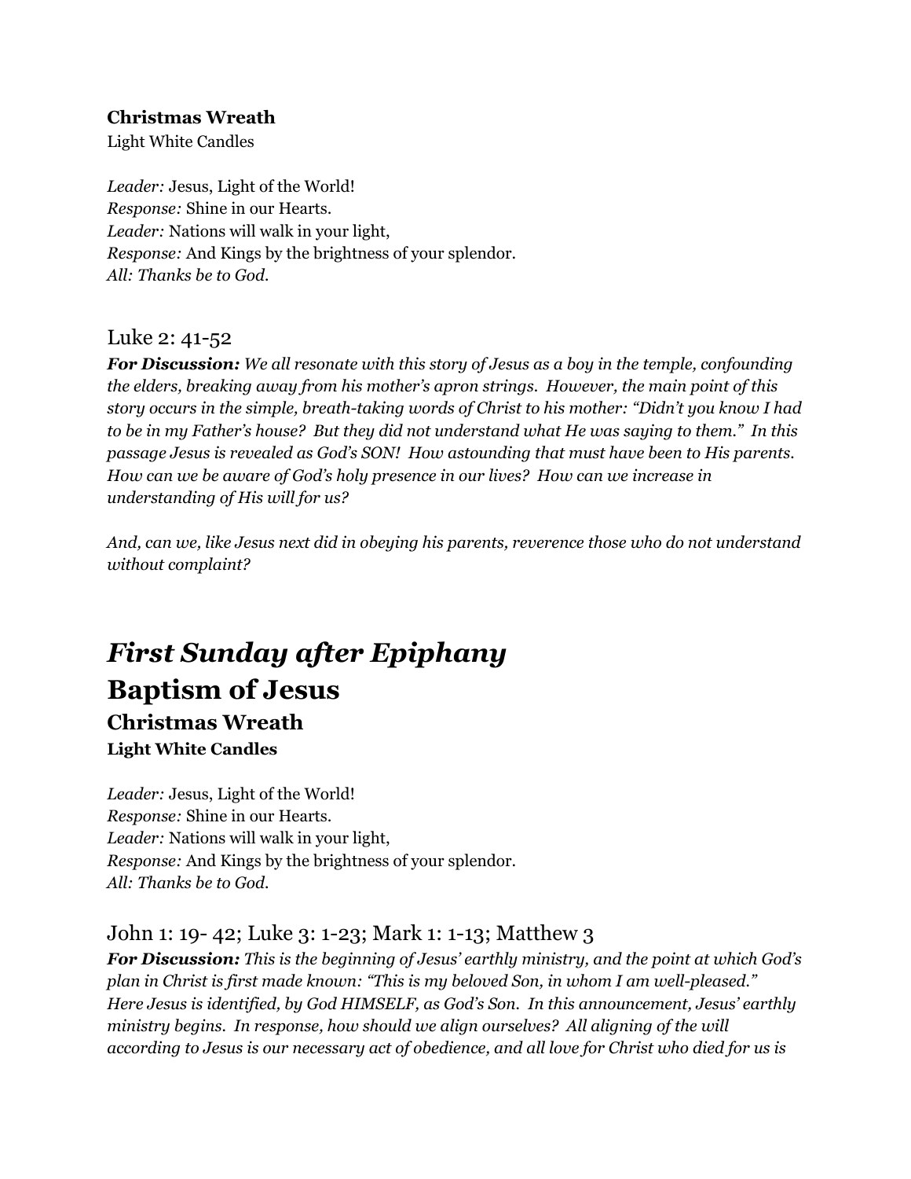**Christmas Wreath**
Light White Candles

*Leader:* Jesus, Light of the World!
*Response:* Shine in our Hearts.
*Leader:* Nations will walk in your light,
*Response:* And Kings by the brightness of your splendor.
*All: Thanks be to God.*

## Luke 2: 41-52

***For Discussion:*** *We all resonate with this story of Jesus as a boy in the temple, confounding the elders, breaking away from his mother's apron strings. However, the main point of this story occurs in the simple, breath-taking words of Christ to his mother: "Didn't you know I had to be in my Father's house? But they did not understand what He was saying to them." In this passage Jesus is revealed as God's SON! How astounding that must have been to His parents. How can we be aware of God's holy presence in our lives? How can we increase in understanding of His will for us?*

*And, can we, like Jesus next did in obeying his parents, reverence those who do not understand without complaint?*

# *First Sunday after Epiphany*

# Baptism of Jesus

### Christmas Wreath

#### Light White Candles

*Leader:* Jesus, Light of the World!
*Response:* Shine in our Hearts.
*Leader:* Nations will walk in your light,
*Response:* And Kings by the brightness of your splendor.
*All: Thanks be to God.*

## John 1: 19- 42; Luke 3: 1-23; Mark 1: 1-13; Matthew 3

***For Discussion:*** *This is the beginning of Jesus' earthly ministry, and the point at which God's plan in Christ is first made known: "This is my beloved Son, in whom I am well-pleased." Here Jesus is identified, by God HIMSELF, as God's Son. In this announcement, Jesus' earthly ministry begins. In response, how should we align ourselves? All aligning of the will according to Jesus is our necessary act of obedience, and all love for Christ who died for us is*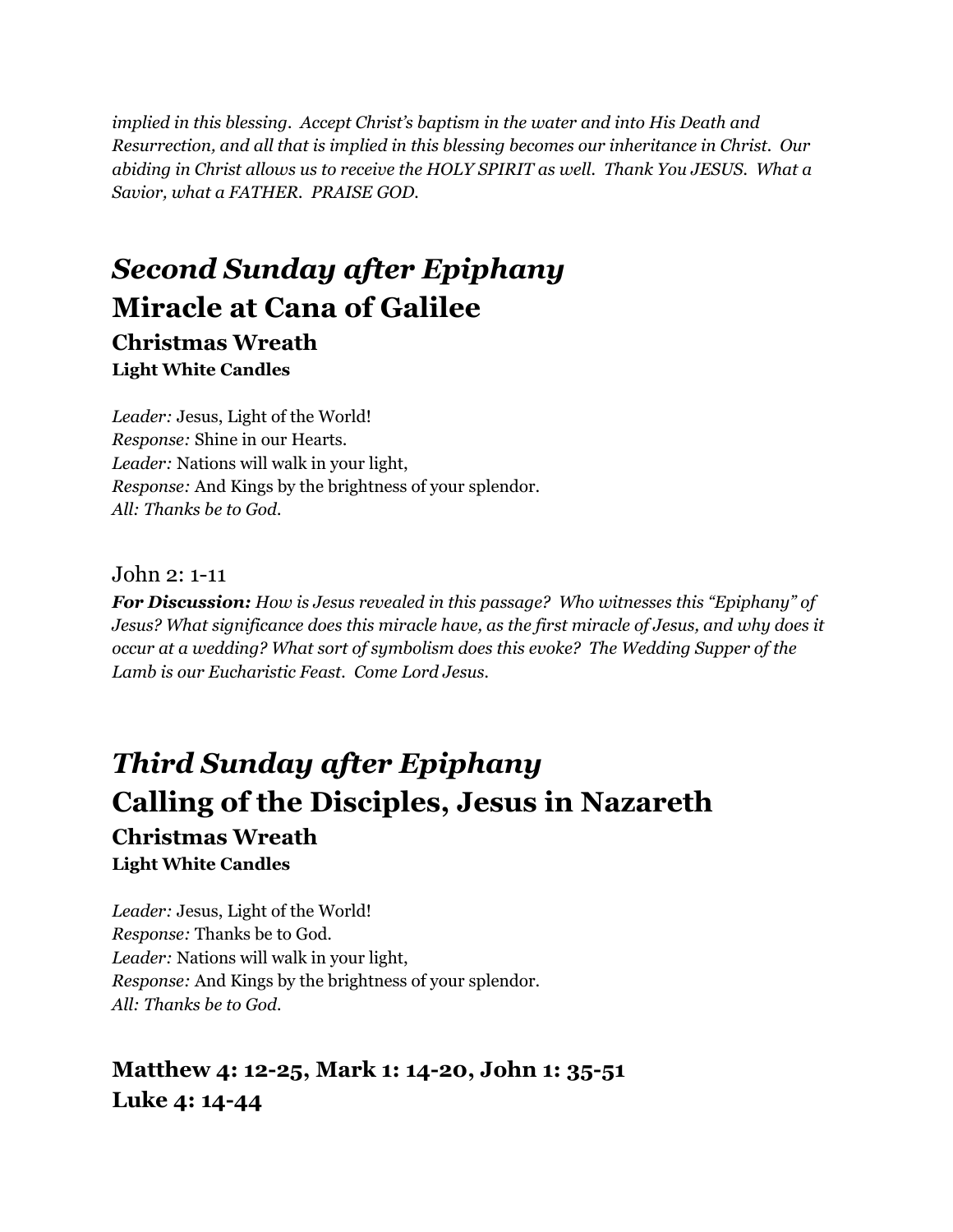*implied in this blessing. Accept Christ's baptism in the water and into His Death and Resurrection, and all that is implied in this blessing becomes our inheritance in Christ. Our abiding in Christ allows us to receive the HOLY SPIRIT as well. Thank You JESUS. What a Savior, what a FATHER. PRAISE GOD.*

## *Second Sunday after Epiphany*

## Miracle at Cana of Galilee

### Christmas Wreath

#### Light White Candles

*Leader:* Jesus, Light of the World!
*Response:* Shine in our Hearts.
*Leader:* Nations will walk in your light,
*Response:* And Kings by the brightness of your splendor.
*All: Thanks be to God.*

John 2: 1-11

***For Discussion:*** *How is Jesus revealed in this passage? Who witnesses this "Epiphany" of Jesus? What significance does this miracle have, as the first miracle of Jesus, and why does it occur at a wedding? What sort of symbolism does this evoke? The Wedding Supper of the Lamb is our Eucharistic Feast. Come Lord Jesus.*

## *Third Sunday after Epiphany*

## Calling of the Disciples, Jesus in Nazareth

### Christmas Wreath

#### Light White Candles

*Leader:* Jesus, Light of the World!
*Response:* Thanks be to God.
*Leader:* Nations will walk in your light,
*Response:* And Kings by the brightness of your splendor.
*All: Thanks be to God.*

**Matthew 4: 12-25, Mark 1: 14-20, John 1: 35-51**
**Luke 4: 14-44**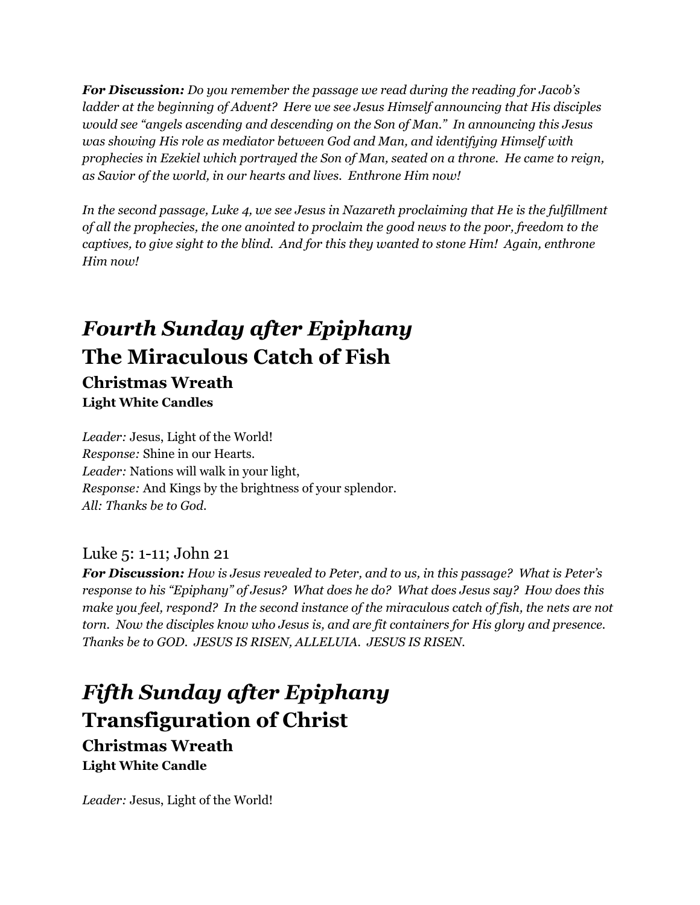***For Discussion:*** *Do you remember the passage we read during the reading for Jacob's ladder at the beginning of Advent? Here we see Jesus Himself announcing that His disciples would see "angels ascending and descending on the Son of Man." In announcing this Jesus was showing His role as mediator between God and Man, and identifying Himself with prophecies in Ezekiel which portrayed the Son of Man, seated on a throne. He came to reign, as Savior of the world, in our hearts and lives. Enthrone Him now!*

*In the second passage, Luke 4, we see Jesus in Nazareth proclaiming that He is the fulfillment of all the prophecies, the one anointed to proclaim the good news to the poor, freedom to the captives, to give sight to the blind. And for this they wanted to stone Him! Again, enthrone Him now!*

# *Fourth Sunday after Epiphany*
# The Miraculous Catch of Fish
## Christmas Wreath
### Light White Candles

*Leader:* Jesus, Light of the World!
*Response:* Shine in our Hearts.
*Leader:* Nations will walk in your light,
*Response:* And Kings by the brightness of your splendor.
*All: Thanks be to God.*

## Luke 5: 1-11; John 21

***For Discussion:*** *How is Jesus revealed to Peter, and to us, in this passage? What is Peter's response to his "Epiphany" of Jesus? What does he do? What does Jesus say? How does this make you feel, respond? In the second instance of the miraculous catch of fish, the nets are not torn. Now the disciples know who Jesus is, and are fit containers for His glory and presence. Thanks be to GOD. JESUS IS RISEN, ALLELUIA. JESUS IS RISEN.*

# *Fifth Sunday after Epiphany*
# Transfiguration of Christ
## Christmas Wreath
### Light White Candle

*Leader:* Jesus, Light of the World!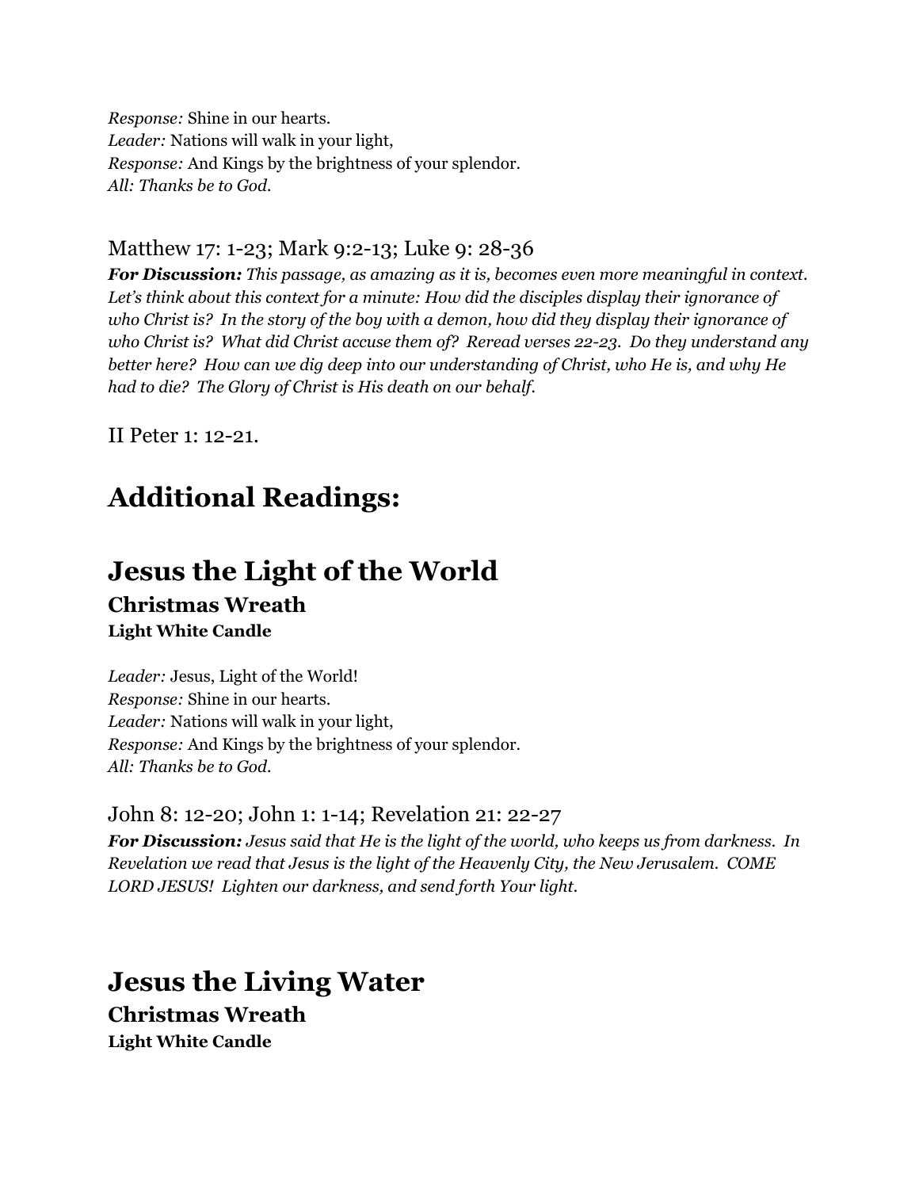*Response:* Shine in our hearts.
*Leader:* Nations will walk in your light,
*Response:* And Kings by the brightness of your splendor.
*All: Thanks be to God.*

Matthew 17: 1-23; Mark 9:2-13; Luke 9: 28-36

***For Discussion:*** *This passage, as amazing as it is, becomes even more meaningful in context. Let's think about this context for a minute: How did the disciples display their ignorance of who Christ is? In the story of the boy with a demon, how did they display their ignorance of who Christ is? What did Christ accuse them of? Reread verses 22-23. Do they understand any better here? How can we dig deep into our understanding of Christ, who He is, and why He had to die? The Glory of Christ is His death on our behalf.*

II Peter 1: 12-21.

# Additional Readings:

# Jesus the Light of the World

## Christmas Wreath

### Light White Candle

*Leader:* Jesus, Light of the World!
*Response:* Shine in our hearts.
*Leader:* Nations will walk in your light,
*Response:* And Kings by the brightness of your splendor.
*All: Thanks be to God.*

John 8: 12-20; John 1: 1-14; Revelation 21: 22-27

***For Discussion:*** *Jesus said that He is the light of the world, who keeps us from darkness. In Revelation we read that Jesus is the light of the Heavenly City, the New Jerusalem. COME LORD JESUS! Lighten our darkness, and send forth Your light.*

# Jesus the Living Water

## Christmas Wreath

### Light White Candle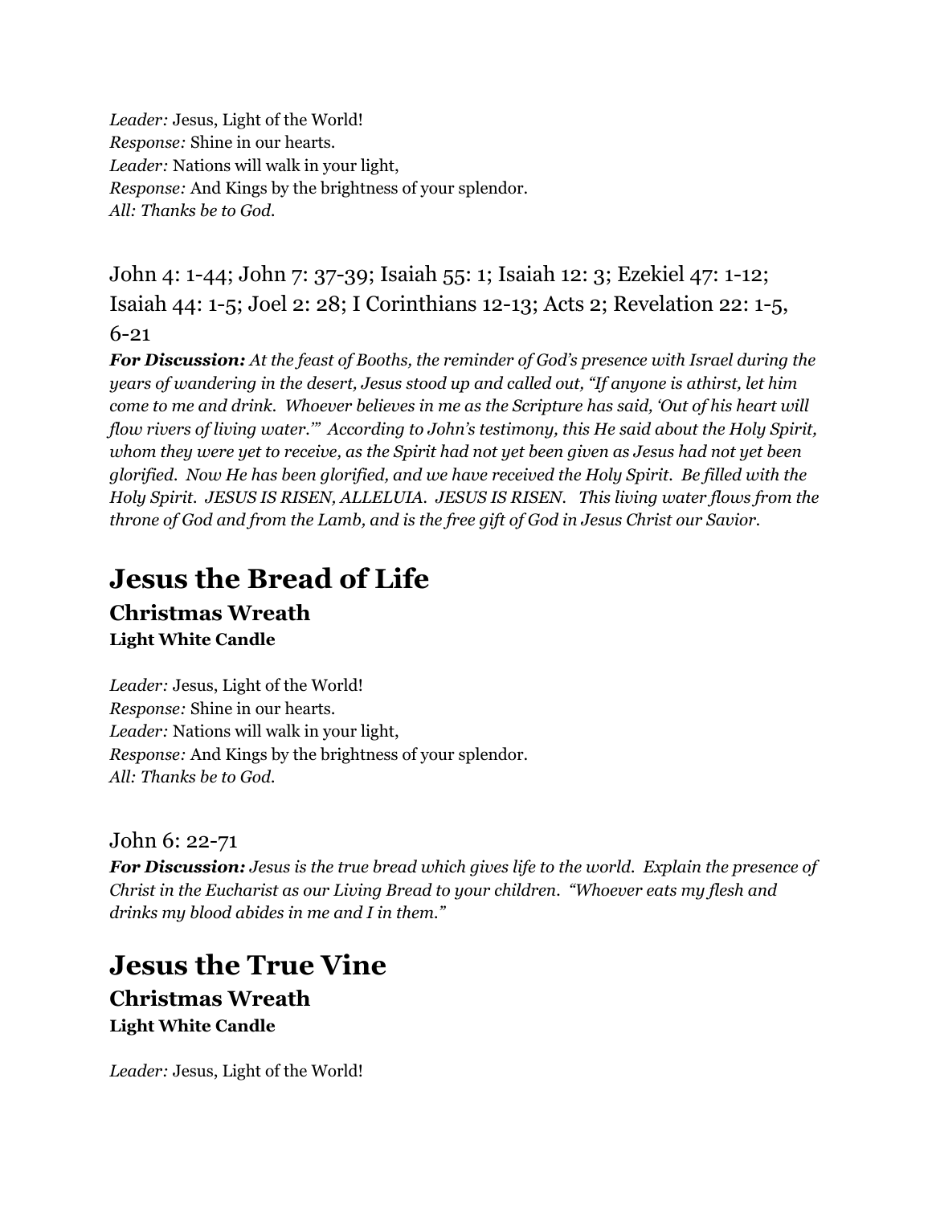*Leader:* Jesus, Light of the World!
*Response:* Shine in our hearts.
*Leader:* Nations will walk in your light,
*Response:* And Kings by the brightness of your splendor.
*All: Thanks be to God.*

John 4: 1-44; John 7: 37-39; Isaiah 55: 1; Isaiah 12: 3; Ezekiel 47: 1-12; Isaiah 44: 1-5; Joel 2: 28; I Corinthians 12-13; Acts 2; Revelation 22: 1-5, 6-21

***For Discussion:*** *At the feast of Booths, the reminder of God's presence with Israel during the years of wandering in the desert, Jesus stood up and called out, "If anyone is athirst, let him come to me and drink. Whoever believes in me as the Scripture has said, 'Out of his heart will flow rivers of living water.'" According to John's testimony, this He said about the Holy Spirit, whom they were yet to receive, as the Spirit had not yet been given as Jesus had not yet been glorified. Now He has been glorified, and we have received the Holy Spirit. Be filled with the Holy Spirit. JESUS IS RISEN, ALLELUIA. JESUS IS RISEN. This living water flows from the throne of God and from the Lamb, and is the free gift of God in Jesus Christ our Savior.*

# Jesus the Bread of Life

## Christmas Wreath

### Light White Candle

*Leader:* Jesus, Light of the World!
*Response:* Shine in our hearts.
*Leader:* Nations will walk in your light,
*Response:* And Kings by the brightness of your splendor.
*All: Thanks be to God.*

John 6: 22-71

***For Discussion:*** *Jesus is the true bread which gives life to the world. Explain the presence of Christ in the Eucharist as our Living Bread to your children. "Whoever eats my flesh and drinks my blood abides in me and I in them."*

# Jesus the True Vine

## Christmas Wreath

### Light White Candle

*Leader:* Jesus, Light of the World!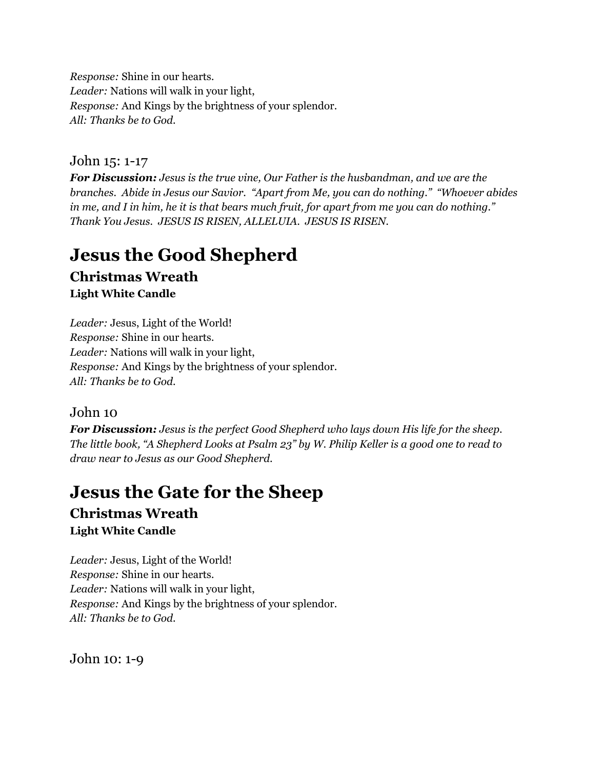*Response:* Shine in our hearts.
*Leader:* Nations will walk in your light,
*Response:* And Kings by the brightness of your splendor.
*All: Thanks be to God.*

John 15: 1-17

***For Discussion:*** *Jesus is the true vine, Our Father is the husbandman, and we are the branches. Abide in Jesus our Savior. "Apart from Me, you can do nothing." "Whoever abides in me, and I in him, he it is that bears much fruit, for apart from me you can do nothing." Thank You Jesus. JESUS IS RISEN, ALLELUIA. JESUS IS RISEN.*

# Jesus the Good Shepherd

## Christmas Wreath

### Light White Candle

*Leader:* Jesus, Light of the World!
*Response:* Shine in our hearts.
*Leader:* Nations will walk in your light,
*Response:* And Kings by the brightness of your splendor.
*All: Thanks be to God.*

John 10

***For Discussion:*** *Jesus is the perfect Good Shepherd who lays down His life for the sheep. The little book, "A Shepherd Looks at Psalm 23" by W. Philip Keller is a good one to read to draw near to Jesus as our Good Shepherd.*

# Jesus the Gate for the Sheep

## Christmas Wreath

### Light White Candle

*Leader:* Jesus, Light of the World!
*Response:* Shine in our hearts.
*Leader:* Nations will walk in your light,
*Response:* And Kings by the brightness of your splendor.
*All: Thanks be to God.*

John 10: 1-9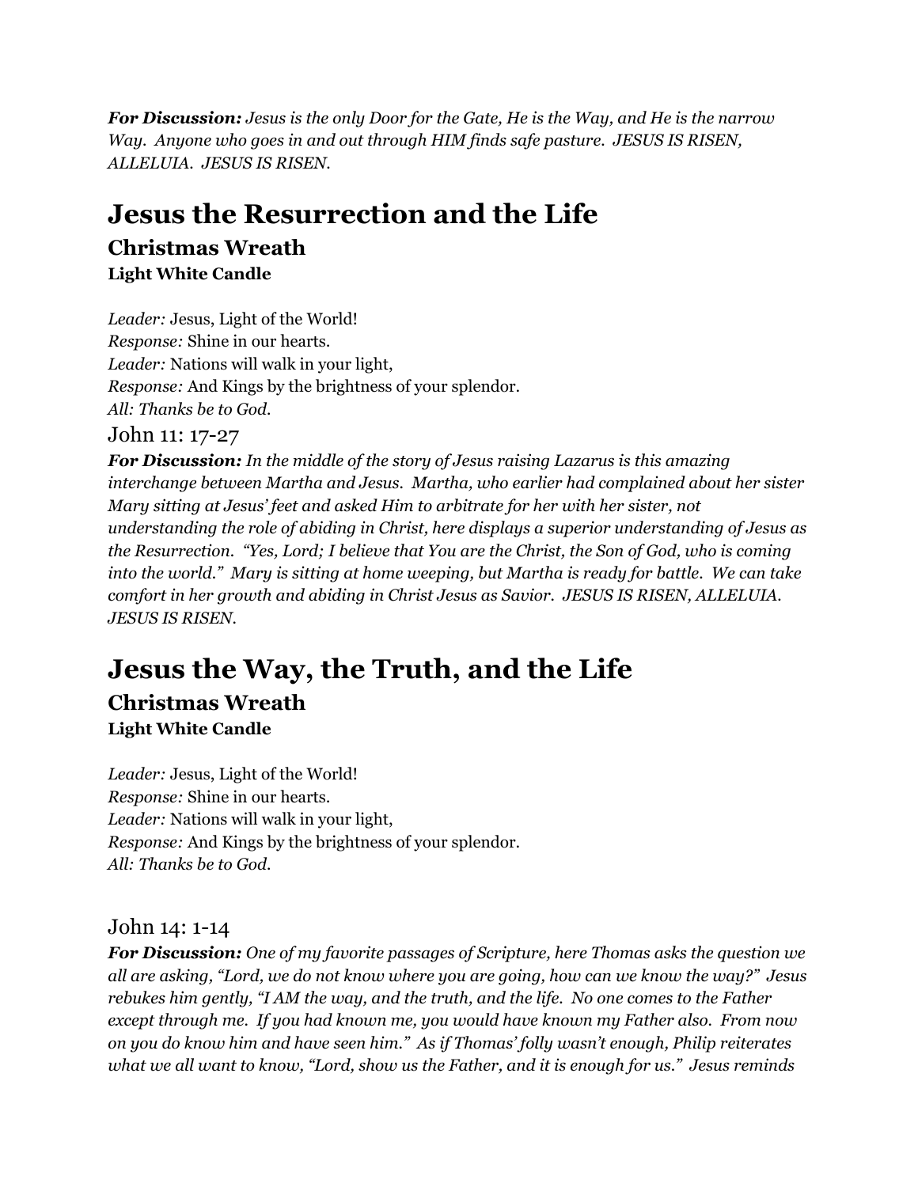***For Discussion:*** *Jesus is the only Door for the Gate, He is the Way, and He is the narrow Way. Anyone who goes in and out through HIM finds safe pasture. JESUS IS RISEN, ALLELUIA. JESUS IS RISEN.*

# Jesus the Resurrection and the Life

## Christmas Wreath

### Light White Candle

*Leader:* Jesus, Light of the World!
*Response:* Shine in our hearts.
*Leader:* Nations will walk in your light,
*Response:* And Kings by the brightness of your splendor.
*All: Thanks be to God.*

John 11: 17-27

***For Discussion:*** *In the middle of the story of Jesus raising Lazarus is this amazing interchange between Martha and Jesus. Martha, who earlier had complained about her sister Mary sitting at Jesus' feet and asked Him to arbitrate for her with her sister, not understanding the role of abiding in Christ, here displays a superior understanding of Jesus as the Resurrection. "Yes, Lord; I believe that You are the Christ, the Son of God, who is coming into the world." Mary is sitting at home weeping, but Martha is ready for battle. We can take comfort in her growth and abiding in Christ Jesus as Savior. JESUS IS RISEN, ALLELUIA. JESUS IS RISEN.*

# Jesus the Way, the Truth, and the Life

## Christmas Wreath

### Light White Candle

*Leader:* Jesus, Light of the World!
*Response:* Shine in our hearts.
*Leader:* Nations will walk in your light,
*Response:* And Kings by the brightness of your splendor.
*All: Thanks be to God.*

John 14: 1-14

***For Discussion:*** *One of my favorite passages of Scripture, here Thomas asks the question we all are asking, "Lord, we do not know where you are going, how can we know the way?" Jesus rebukes him gently, "I AM the way, and the truth, and the life. No one comes to the Father except through me. If you had known me, you would have known my Father also. From now on you do know him and have seen him." As if Thomas' folly wasn't enough, Philip reiterates what we all want to know, "Lord, show us the Father, and it is enough for us." Jesus reminds*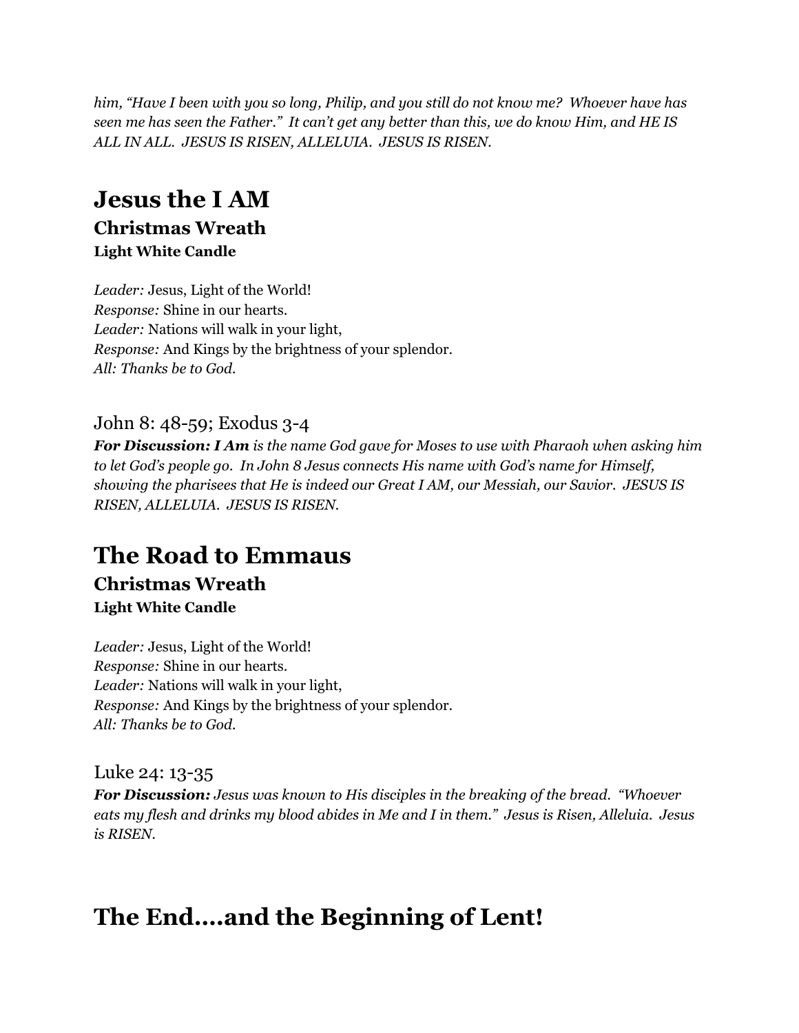*him, "Have I been with you so long, Philip, and you still do not know me? Whoever have has seen me has seen the Father." It can't get any better than this, we do know Him, and HE IS ALL IN ALL. JESUS IS RISEN, ALLELUIA. JESUS IS RISEN.*

# Jesus the I AM

## Christmas Wreath

### Light White Candle

*Leader:* Jesus, Light of the World!
*Response:* Shine in our hearts.
*Leader:* Nations will walk in your light,
*Response:* And Kings by the brightness of your splendor.
*All: Thanks be to God.*

John 8: 48-59; Exodus 3-4

***For Discussion: I Am*** *is the name God gave for Moses to use with Pharaoh when asking him to let God's people go. In John 8 Jesus connects His name with God's name for Himself, showing the pharisees that He is indeed our Great I AM, our Messiah, our Savior. JESUS IS RISEN, ALLELUIA. JESUS IS RISEN.*

# The Road to Emmaus

## Christmas Wreath

### Light White Candle

*Leader:* Jesus, Light of the World!
*Response:* Shine in our hearts.
*Leader:* Nations will walk in your light,
*Response:* And Kings by the brightness of your splendor.
*All: Thanks be to God.*

Luke 24: 13-35

***For Discussion:*** *Jesus was known to His disciples in the breaking of the bread. "Whoever eats my flesh and drinks my blood abides in Me and I in them." Jesus is Risen, Alleluia. Jesus is RISEN.*

# The End....and the Beginning of Lent!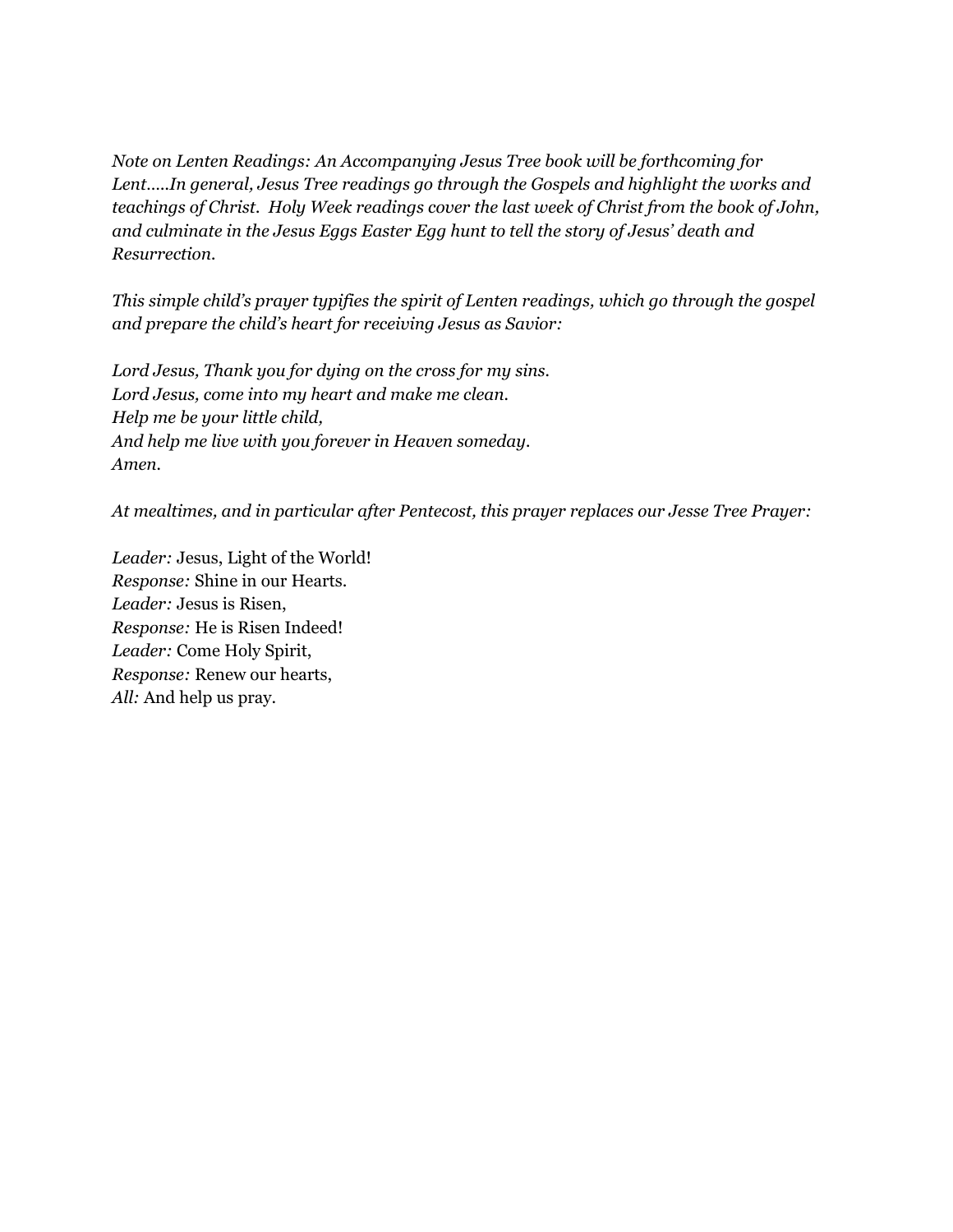*Note on Lenten Readings: An Accompanying Jesus Tree book will be forthcoming for Lent.....In general, Jesus Tree readings go through the Gospels and highlight the works and teachings of Christ. Holy Week readings cover the last week of Christ from the book of John, and culminate in the Jesus Eggs Easter Egg hunt to tell the story of Jesus' death and Resurrection.*

*This simple child's prayer typifies the spirit of Lenten readings, which go through the gospel and prepare the child's heart for receiving Jesus as Savior:*

*Lord Jesus, Thank you for dying on the cross for my sins.*
*Lord Jesus, come into my heart and make me clean.*
*Help me be your little child,*
*And help me live with you forever in Heaven someday.*
*Amen.*

*At mealtimes, and in particular after Pentecost, this prayer replaces our Jesse Tree Prayer:*

*Leader:* Jesus, Light of the World!
*Response:* Shine in our Hearts.
*Leader:* Jesus is Risen,
*Response:* He is Risen Indeed!
*Leader:* Come Holy Spirit,
*Response:* Renew our hearts,
*All:* And help us pray.